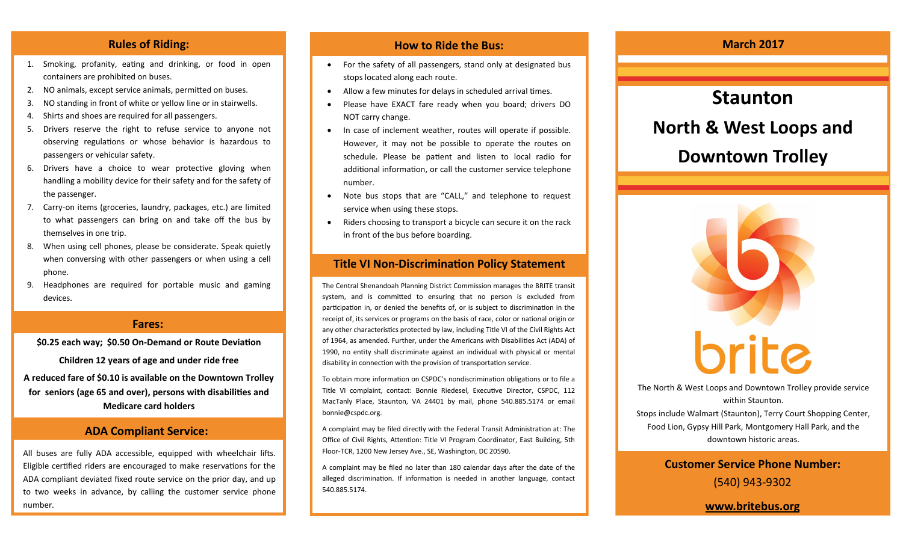## Rules of Riding:

1. Smoking, profanity, eating and drinking, or food in open containers are prohibited on buses.
2. NO animals, except service animals, permitted on buses.
3. NO standing in front of white or yellow line or in stairwells.
4. Shirts and shoes are required for all passengers.
5. Drivers reserve the right to refuse service to anyone not observing regulations or whose behavior is hazardous to passengers or vehicular safety.
6. Drivers have a choice to wear protective gloving when handling a mobility device for their safety and for the safety of the passenger.
7. Carry-on items (groceries, laundry, packages, etc.) are limited to what passengers can bring on and take off the bus by themselves in one trip.
8. When using cell phones, please be considerate. Speak quietly when conversing with other passengers or when using a cell phone.
9. Headphones are required for portable music and gaming devices.

## Fares:

**$0.25 each way; $0.50 On-Demand or Route Deviation**

**Children 12 years of age and under ride free**

**A reduced fare of $0.10 is available on the Downtown Trolley for seniors (age 65 and over), persons with disabilities and Medicare card holders**

## ADA Compliant Service:

All buses are fully ADA accessible, equipped with wheelchair lifts. Eligible certified riders are encouraged to make reservations for the ADA compliant deviated fixed route service on the prior day, and up to two weeks in advance, by calling the customer service phone number.

## How to Ride the Bus:

- For the safety of all passengers, stand only at designated bus stops located along each route.
- Allow a few minutes for delays in scheduled arrival times.
- Please have EXACT fare ready when you board; drivers DO NOT carry change.
- In case of inclement weather, routes will operate if possible. However, it may not be possible to operate the routes on schedule. Please be patient and listen to local radio for additional information, or call the customer service telephone number.
- Note bus stops that are "CALL," and telephone to request service when using these stops.
- Riders choosing to transport a bicycle can secure it on the rack in front of the bus before boarding.

## Title VI Non-Discrimination Policy Statement

The Central Shenandoah Planning District Commission manages the BRITE transit system, and is committed to ensuring that no person is excluded from participation in, or denied the benefits of, or is subject to discrimination in the receipt of, its services or programs on the basis of race, color or national origin or any other characteristics protected by law, including Title VI of the Civil Rights Act of 1964, as amended. Further, under the Americans with Disabilities Act (ADA) of 1990, no entity shall discriminate against an individual with physical or mental disability in connection with the provision of transportation service.

To obtain more information on CSPDC's nondiscrimination obligations or to file a Title VI complaint, contact: Bonnie Riedesel, Executive Director, CSPDC, 112 MacTanly Place, Staunton, VA 24401 by mail, phone 540.885.5174 or email bonnie@cspdc.org.

A complaint may be filed directly with the Federal Transit Administration at: The Office of Civil Rights, Attention: Title VI Program Coordinator, East Building, 5th Floor-TCR, 1200 New Jersey Ave., SE, Washington, DC 20590.

A complaint may be filed no later than 180 calendar days after the date of the alleged discrimination. If information is needed in another language, contact 540.885.5174.

**March 2017**

# Staunton North & West Loops and Downtown Trolley

brite

The North & West Loops and Downtown Trolley provide service within Staunton.

Stops include Walmart (Staunton), Terry Court Shopping Center, Food Lion, Gypsy Hill Park, Montgomery Hall Park, and the downtown historic areas.

**Customer Service Phone Number:**

(540) 943-9302

**www.britebus.org**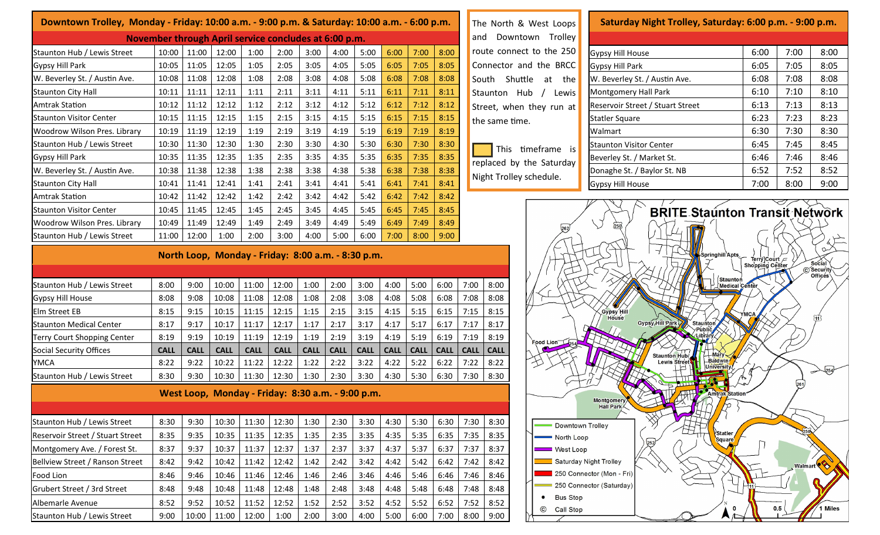## Downtown Trolley, Monday - Friday: 10:00 a.m. - 9:00 p.m. & Saturday: 10:00 a.m. - 6:00 p.m.

**November through April service concludes at 6:00 p.m.**

| | | | | | | | | | | | |
|---|---|---|---|---|---|---|---|---|---|---|---|
| Staunton Hub / Lewis Street | 10:00 | 11:00 | 12:00 | 1:00 | 2:00 | 3:00 | 4:00 | 5:00 | 6:00 | 7:00 | 8:00 |
| Gypsy Hill Park | 10:05 | 11:05 | 12:05 | 1:05 | 2:05 | 3:05 | 4:05 | 5:05 | 6:05 | 7:05 | 8:05 |
| W. Beverley St. / Austin Ave. | 10:08 | 11:08 | 12:08 | 1:08 | 2:08 | 3:08 | 4:08 | 5:08 | 6:08 | 7:08 | 8:08 |
| Staunton City Hall | 10:11 | 11:11 | 12:11 | 1:11 | 2:11 | 3:11 | 4:11 | 5:11 | 6:11 | 7:11 | 8:11 |
| Amtrak Station | 10:12 | 11:12 | 12:12 | 1:12 | 2:12 | 3:12 | 4:12 | 5:12 | 6:12 | 7:12 | 8:12 |
| Staunton Visitor Center | 10:15 | 11:15 | 12:15 | 1:15 | 2:15 | 3:15 | 4:15 | 5:15 | 6:15 | 7:15 | 8:15 |
| Woodrow Wilson Pres. Library | 10:19 | 11:19 | 12:19 | 1:19 | 2:19 | 3:19 | 4:19 | 5:19 | 6:19 | 7:19 | 8:19 |
| Staunton Hub / Lewis Street | 10:30 | 11:30 | 12:30 | 1:30 | 2:30 | 3:30 | 4:30 | 5:30 | 6:30 | 7:30 | 8:30 |
| Gypsy Hill Park | 10:35 | 11:35 | 12:35 | 1:35 | 2:35 | 3:35 | 4:35 | 5:35 | 6:35 | 7:35 | 8:35 |
| W. Beverley St. / Austin Ave. | 10:38 | 11:38 | 12:38 | 1:38 | 2:38 | 3:38 | 4:38 | 5:38 | 6:38 | 7:38 | 8:38 |
| Staunton City Hall | 10:41 | 11:41 | 12:41 | 1:41 | 2:41 | 3:41 | 4:41 | 5:41 | 6:41 | 7:41 | 8:41 |
| Amtrak Station | 10:42 | 11:42 | 12:42 | 1:42 | 2:42 | 3:42 | 4:42 | 5:42 | 6:42 | 7:42 | 8:42 |
| Staunton Visitor Center | 10:45 | 11:45 | 12:45 | 1:45 | 2:45 | 3:45 | 4:45 | 5:45 | 6:45 | 7:45 | 8:45 |
| Woodrow Wilson Pres. Library | 10:49 | 11:49 | 12:49 | 1:49 | 2:49 | 3:49 | 4:49 | 5:49 | 6:49 | 7:49 | 8:49 |
| Staunton Hub / Lewis Street | 11:00 | 12:00 | 1:00 | 2:00 | 3:00 | 4:00 | 5:00 | 6:00 | 7:00 | 8:00 | 9:00 |

The North & West Loops and Downtown Trolley route connect to the 250 Connector and the BRCC South Shuttle at the Staunton Hub / Lewis Street, when they run at the same time.

This timeframe is replaced by the Saturday Night Trolley schedule.

## Saturday Night Trolley, Saturday: 6:00 p.m. - 9:00 p.m.

| | | | |
|---|---|---|---|
| Gypsy Hill House | 6:00 | 7:00 | 8:00 |
| Gypsy Hill Park | 6:05 | 7:05 | 8:05 |
| W. Beverley St. / Austin Ave. | 6:08 | 7:08 | 8:08 |
| Montgomery Hall Park | 6:10 | 7:10 | 8:10 |
| Reservoir Street / Stuart Street | 6:13 | 7:13 | 8:13 |
| Statler Square | 6:23 | 7:23 | 8:23 |
| Walmart | 6:30 | 7:30 | 8:30 |
| Staunton Visitor Center | 6:45 | 7:45 | 8:45 |
| Beverley St. / Market St. | 6:46 | 7:46 | 8:46 |
| Donaghe St. / Baylor St. NB | 6:52 | 7:52 | 8:52 |
| Gypsy Hill House | 7:00 | 8:00 | 9:00 |

## North Loop, Monday - Friday: 8:00 a.m. - 8:30 p.m.

| | | | | | | | | | | | | | |
|---|---|---|---|---|---|---|---|---|---|---|---|---|---|
| Staunton Hub / Lewis Street | 8:00 | 9:00 | 10:00 | 11:00 | 12:00 | 1:00 | 2:00 | 3:00 | 4:00 | 5:00 | 6:00 | 7:00 | 8:00 |
| Gypsy Hill House | 8:08 | 9:08 | 10:08 | 11:08 | 12:08 | 1:08 | 2:08 | 3:08 | 4:08 | 5:08 | 6:08 | 7:08 | 8:08 |
| Elm Street EB | 8:15 | 9:15 | 10:15 | 11:15 | 12:15 | 1:15 | 2:15 | 3:15 | 4:15 | 5:15 | 6:15 | 7:15 | 8:15 |
| Staunton Medical Center | 8:17 | 9:17 | 10:17 | 11:17 | 12:17 | 1:17 | 2:17 | 3:17 | 4:17 | 5:17 | 6:17 | 7:17 | 8:17 |
| Terry Court Shopping Center | 8:19 | 9:19 | 10:19 | 11:19 | 12:19 | 1:19 | 2:19 | 3:19 | 4:19 | 5:19 | 6:19 | 7:19 | 8:19 |
| Social Security Offices | CALL | CALL | CALL | CALL | CALL | CALL | CALL | CALL | CALL | CALL | CALL | CALL | CALL |
| YMCA | 8:22 | 9:22 | 10:22 | 11:22 | 12:22 | 1:22 | 2:22 | 3:22 | 4:22 | 5:22 | 6:22 | 7:22 | 8:22 |
| Staunton Hub / Lewis Street | 8:30 | 9:30 | 10:30 | 11:30 | 12:30 | 1:30 | 2:30 | 3:30 | 4:30 | 5:30 | 6:30 | 7:30 | 8:30 |

## West Loop, Monday - Friday: 8:30 a.m. - 9:00 p.m.

| | | | | | | | | | | | | | |
|---|---|---|---|---|---|---|---|---|---|---|---|---|---|
| Staunton Hub / Lewis Street | 8:30 | 9:30 | 10:30 | 11:30 | 12:30 | 1:30 | 2:30 | 3:30 | 4:30 | 5:30 | 6:30 | 7:30 | 8:30 |
| Reservoir Street / Stuart Street | 8:35 | 9:35 | 10:35 | 11:35 | 12:35 | 1:35 | 2:35 | 3:35 | 4:35 | 5:35 | 6:35 | 7:35 | 8:35 |
| Montgomery Ave. / Forest St. | 8:37 | 9:37 | 10:37 | 11:37 | 12:37 | 1:37 | 2:37 | 3:37 | 4:37 | 5:37 | 6:37 | 7:37 | 8:37 |
| Bellview Street / Ranson Street | 8:42 | 9:42 | 10:42 | 11:42 | 12:42 | 1:42 | 2:42 | 3:42 | 4:42 | 5:42 | 6:42 | 7:42 | 8:42 |
| Food Lion | 8:46 | 9:46 | 10:46 | 11:46 | 12:46 | 1:46 | 2:46 | 3:46 | 4:46 | 5:46 | 6:46 | 7:46 | 8:46 |
| Grubert Street / 3rd Street | 8:48 | 9:48 | 10:48 | 11:48 | 12:48 | 1:48 | 2:48 | 3:48 | 4:48 | 5:48 | 6:48 | 7:48 | 8:48 |
| Albemarle Avenue | 8:52 | 9:52 | 10:52 | 11:52 | 12:52 | 1:52 | 2:52 | 3:52 | 4:52 | 5:52 | 6:52 | 7:52 | 8:52 |
| Staunton Hub / Lewis Street | 9:00 | 10:00 | 11:00 | 12:00 | 1:00 | 2:00 | 3:00 | 4:00 | 5:00 | 6:00 | 7:00 | 8:00 | 9:00 |

BRITE Staunton Transit Network

Springhill Apts.
Terry Court Shopping Center
Social Security Offices
Staunton Medical Center
Gypsy Hill House
Gypsy Hill Park
Staunton Public Library
YMCA
Food Lion
Staunton Hub/ Lewis Street
Mary Baldwin University
Amtrak Station
Montgomery Hall Park
Statler Square
Walmart

Downtown Trolley
North Loop
West Loop
Saturday Night Trolley
250 Connector (Mon - Fri)
250 Connector (Saturday)
Bus Stop
Call Stop

0 0.5 1 Miles